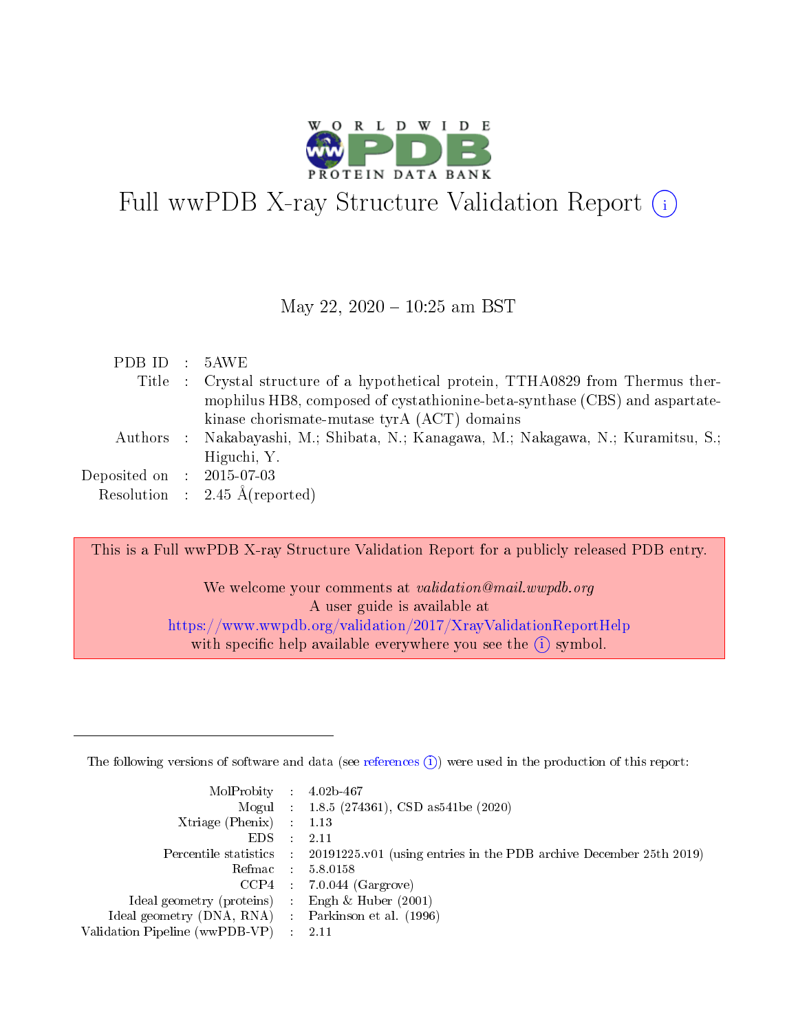# Full wwPDB X-ray Structure Validation Report (i)

May 22, 2020 – 10:25 am BST

| | | |
|---|---|---|
| PDB ID | : | 5AWE |
| Title | : | Crystal structure of a hypothetical protein, TTHA0829 from Thermus thermophilus HB8, composed of cystathionine-beta-synthase (CBS) and aspartate-kinase chorismate-mutase tyrA (ACT) domains |
| Authors | : | Nakabayashi, M.; Shibata, N.; Kanagawa, M.; Nakagawa, N.; Kuramitsu, S.; Higuchi, Y. |
| Deposited on | : | 2015-07-03 |
| Resolution | : | 2.45 Å(reported) |

This is a Full wwPDB X-ray Structure Validation Report for a publicly released PDB entry.

We welcome your comments at *validation@mail.wwpdb.org*
A user guide is available at
https://www.wwpdb.org/validation/2017/XrayValidationReportHelp
with specific help available everywhere you see the (i) symbol.

---

The following versions of software and data (see references (i)) were used in the production of this report:

| | | |
|---|---|---|
| MolProbity | : | 4.02b-467 |
| Mogul | : | 1.8.5 (274361), CSD as541be (2020) |
| Xtriage (Phenix) | : | 1.13 |
| EDS | : | 2.11 |
| Percentile statistics | : | 20191225.v01 (using entries in the PDB archive December 25th 2019) |
| Refmac | : | 5.8.0158 |
| CCP4 | : | 7.0.044 (Gargrove) |
| Ideal geometry (proteins) | : | Engh & Huber (2001) |
| Ideal geometry (DNA, RNA) | : | Parkinson et al. (1996) |
| Validation Pipeline (wwPDB-VP) | : | 2.11 |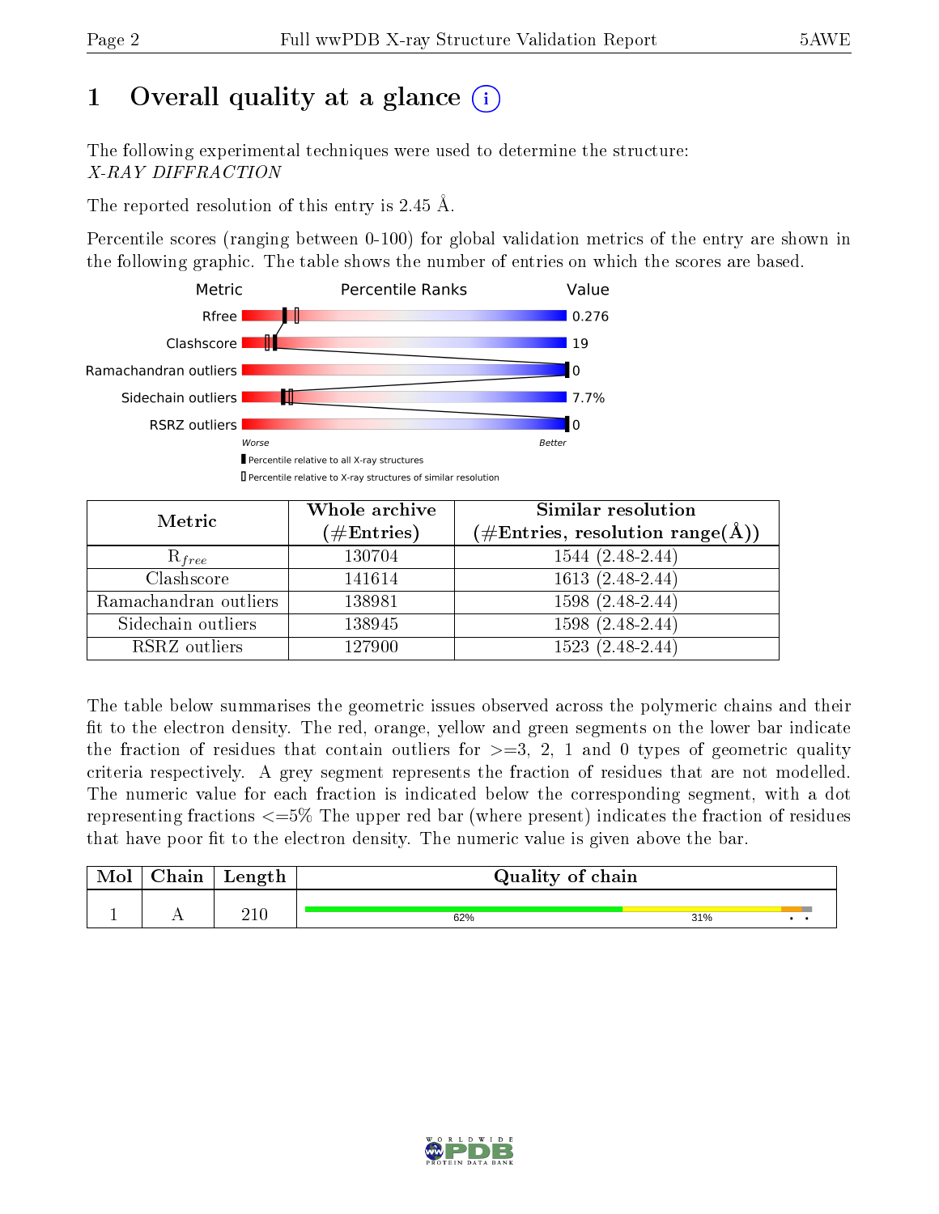# 1 Overall quality at a glance (i)

The following experimental techniques were used to determine the structure:
*X-RAY DIFFRACTION*

The reported resolution of this entry is 2.45 Å.

Percentile scores (ranging between 0-100) for global validation metrics of the entry are shown in the following graphic. The table shows the number of entries on which the scores are based.

| Metric | Value |
|---|---|
| Rfree | 0.276 |
| Clashscore | 19 |
| Ramachandran outliers | 0 |
| Sidechain outliers | 7.7% |
| RSRZ outliers | 0 |

Worse — Better

▮ Percentile relative to all X-ray structures
▯ Percentile relative to X-ray structures of similar resolution

| Metric | Whole archive (#Entries) | Similar resolution (#Entries, resolution range(Å)) |
|---|---|---|
| $R_{free}$ | 130704 | 1544 (2.48-2.44) |
| Clashscore | 141614 | 1613 (2.48-2.44) |
| Ramachandran outliers | 138981 | 1598 (2.48-2.44) |
| Sidechain outliers | 138945 | 1598 (2.48-2.44) |
| RSRZ outliers | 127900 | 1523 (2.48-2.44) |

The table below summarises the geometric issues observed across the polymeric chains and their fit to the electron density. The red, orange, yellow and green segments on the lower bar indicate the fraction of residues that contain outliers for >=3, 2, 1 and 0 types of geometric quality criteria respectively. A grey segment represents the fraction of residues that are not modelled. The numeric value for each fraction is indicated below the corresponding segment, with a dot representing fractions <=5% The upper red bar (where present) indicates the fraction of residues that have poor fit to the electron density. The numeric value is given above the bar.

| Mol | Chain | Length | Quality of chain |
|---|---|---|---|
| 1 | A | 210 | 62% · 31% · • • |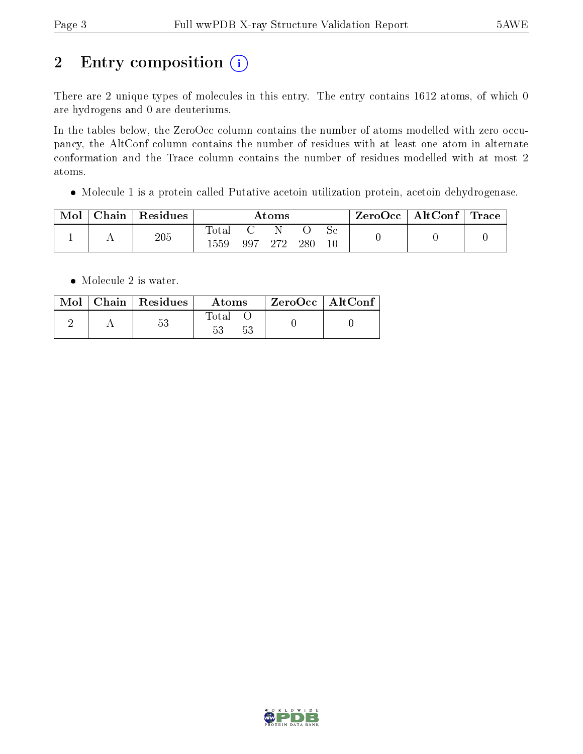# 2 Entry composition

There are 2 unique types of molecules in this entry. The entry contains 1612 atoms, of which 0 are hydrogens and 0 are deuteriums.

In the tables below, the ZeroOcc column contains the number of atoms modelled with zero occupancy, the AltConf column contains the number of residues with at least one atom in alternate conformation and the Trace column contains the number of residues modelled with at most 2 atoms.

- Molecule 1 is a protein called Putative acetoin utilization protein, acetoin dehydrogenase.

| Mol | Chain | Residues | Atoms | | | | | ZeroOcc | AltConf | Trace |
|---|---|---|---|---|---|---|---|---|---|---|
| | | | Total | C | N | O | Se | | | |
| 1 | A | 205 | 1559 | 997 | 272 | 280 | 10 | 0 | 0 | 0 |

- Molecule 2 is water.

| Mol | Chain | Residues | Atoms | | ZeroOcc | AltConf |
|---|---|---|---|---|---|---|
| | | | Total | O | | |
| 2 | A | 53 | 53 | 53 | 0 | 0 |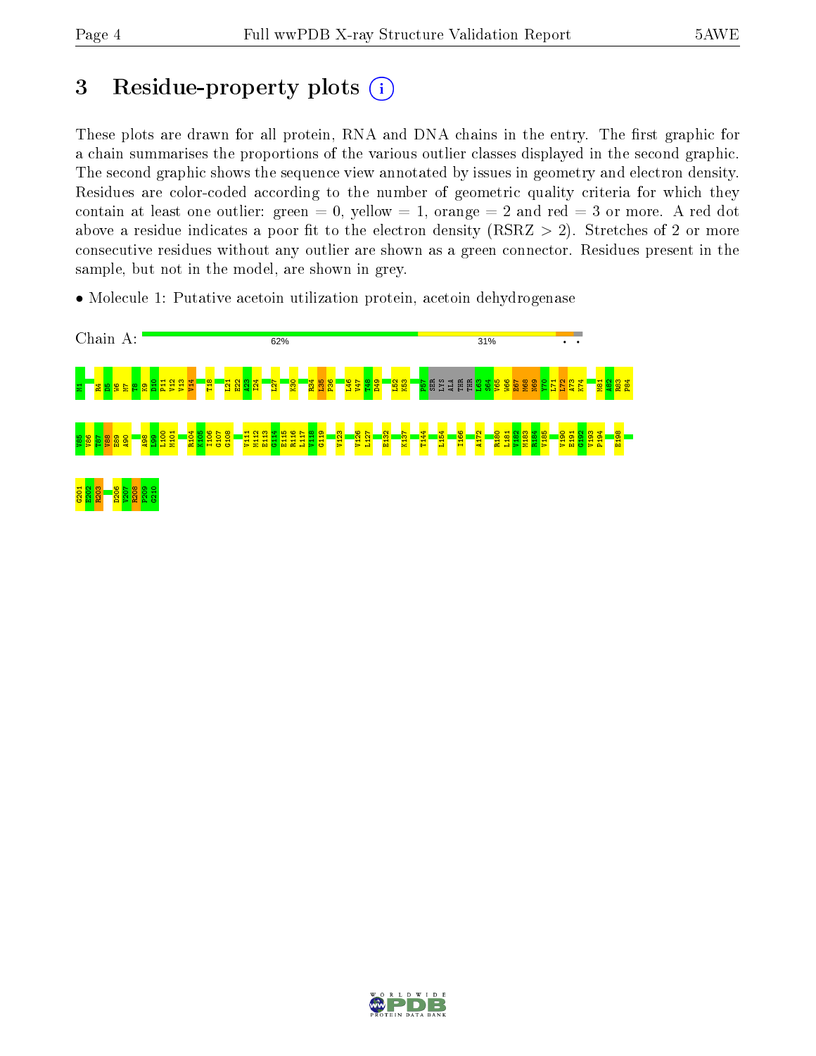# 3 Residue-property plots

These plots are drawn for all protein, RNA and DNA chains in the entry. The first graphic for a chain summarises the proportions of the various outlier classes displayed in the second graphic. The second graphic shows the sequence view annotated by issues in geometry and electron density. Residues are color-coded according to the number of geometric quality criteria for which they contain at least one outlier: green = 0, yellow = 1, orange = 2 and red = 3 or more. A red dot above a residue indicates a poor fit to the electron density (RSRZ > 2). Stretches of 2 or more consecutive residues without any outlier are shown as a green connector. Residues present in the sample, but not in the model, are shown in grey.

- Molecule 1: Putative acetoin utilization protein, acetoin dehydrogenase

Chain A: 62% 31% • •

M1 R4 D5 W6 M7 T8 K9 D10 P11 V12 V13 V14 T18 L21 E22 A23 I24 L27 K30 R34 L35 P36 L46 V47 T48 D49 L52 K53 F57 SER LYS ALA THR THR I63 S64 V65 W66 E67 M68 N69 Y70 L71 I72 A73 K74 M81 A82 R83 F84

V85 V86 T87 V88 E89 A90 A98 L99 L100 M101 R104 K105 I106 G107 G108 V111 M112 E113 G114 E115 R116 L117 V118 G119 V123 V126 L127 E132 K137 T144 L154 I166 A172 R180 L181 V182 M183 R184 V185 V190 E191 G192 V193 P194 E198

G201 E202 R203 D206 V207 R208 F209 G210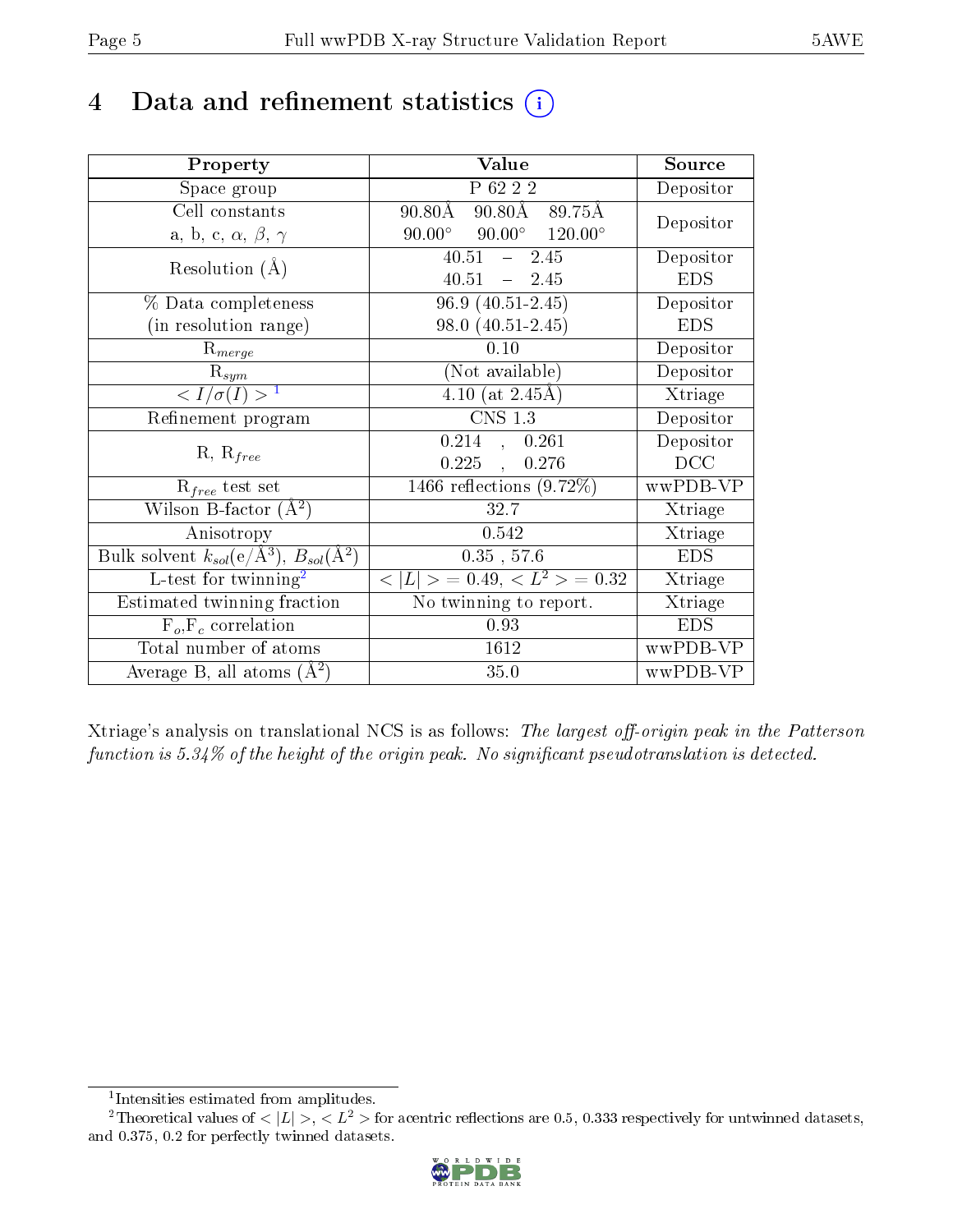# 4 Data and refinement statistics

| Property | Value | Source |
|---|---|---|
| Space group | P 62 2 2 | Depositor |
| Cell constants<br>a, b, c, $\alpha$, $\beta$, $\gamma$ | 90.80Å 90.80Å 89.75Å<br>90.00° 90.00° 120.00° | Depositor |
| Resolution (Å) | 40.51 – 2.45<br>40.51 – 2.45 | Depositor<br>EDS |
| % Data completeness<br>(in resolution range) | 96.9 (40.51-2.45)<br>98.0 (40.51-2.45) | Depositor<br>EDS |
| $R_{merge}$ | 0.10 | Depositor |
| $R_{sym}$ | (Not available) | Depositor |
| $< I/\sigma(I) >$ [1] | 4.10 (at 2.45Å) | Xtriage |
| Refinement program | CNS 1.3 | Depositor |
| R, $R_{free}$ | 0.214 , 0.261<br>0.225 , 0.276 | Depositor<br>DCC |
| $R_{free}$ test set | 1466 reflections (9.72%) | wwPDB-VP |
| Wilson B-factor (Å$^2$) | 32.7 | Xtriage |
| Anisotropy | 0.542 | Xtriage |
| Bulk solvent $k_{sol}$(e/Å$^3$), $B_{sol}$(Å$^2$) | 0.35 , 57.6 | EDS |
| L-test for twinning[2] | $< \|L\| >$ = 0.49, $< L^2 >$ = 0.32 | Xtriage |
| Estimated twinning fraction | No twinning to report. | Xtriage |
| $F_o$,$F_c$ correlation | 0.93 | EDS |
| Total number of atoms | 1612 | wwPDB-VP |
| Average B, all atoms (Å$^2$) | 35.0 | wwPDB-VP |

Xtriage's analysis on translational NCS is as follows: *The largest off-origin peak in the Patterson function is 5.34% of the height of the origin peak. No significant pseudotranslation is detected.*

[1] Intensities estimated from amplitudes.

[2] Theoretical values of $< |L| >$, $< L^2 >$ for acentric reflections are 0.5, 0.333 respectively for untwinned datasets, and 0.375, 0.2 for perfectly twinned datasets.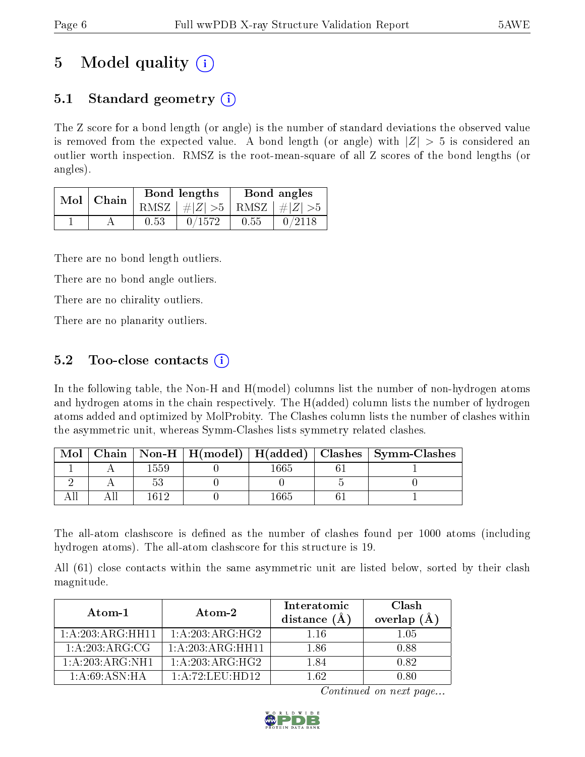# 5 Model quality (i)

## 5.1 Standard geometry (i)

The Z score for a bond length (or angle) is the number of standard deviations the observed value is removed from the expected value. A bond length (or angle) with $|Z| > 5$ is considered an outlier worth inspection. RMSZ is the root-mean-square of all Z scores of the bond lengths (or angles).

| Mol | Chain | Bond lengths | | Bond angles | |
|---|---|---|---|---|---|
| | | RMSZ | #$\|Z\|$ >5 | RMSZ | #$\|Z\|$ >5 |
| 1 | A | 0.53 | 0/1572 | 0.55 | 0/2118 |

There are no bond length outliers.

There are no bond angle outliers.

There are no chirality outliers.

There are no planarity outliers.

## 5.2 Too-close contacts (i)

In the following table, the Non-H and H(model) columns list the number of non-hydrogen atoms and hydrogen atoms in the chain respectively. The H(added) column lists the number of hydrogen atoms added and optimized by MolProbity. The Clashes column lists the number of clashes within the asymmetric unit, whereas Symm-Clashes lists symmetry related clashes.

| Mol | Chain | Non-H | H(model) | H(added) | Clashes | Symm-Clashes |
|---|---|---|---|---|---|---|
| 1 | A | 1559 | 0 | 1665 | 61 | 1 |
| 2 | A | 53 | 0 | 0 | 5 | 0 |
| All | All | 1612 | 0 | 1665 | 61 | 1 |

The all-atom clashscore is defined as the number of clashes found per 1000 atoms (including hydrogen atoms). The all-atom clashscore for this structure is 19.

All (61) close contacts within the same asymmetric unit are listed below, sorted by their clash magnitude.

| Atom-1 | Atom-2 | Interatomic distance (Å) | Clash overlap (Å) |
|---|---|---|---|
| 1:A:203:ARG:HH11 | 1:A:203:ARG:HG2 | 1.16 | 1.05 |
| 1:A:203:ARG:CG | 1:A:203:ARG:HH11 | 1.86 | 0.88 |
| 1:A:203:ARG:NH1 | 1:A:203:ARG:HG2 | 1.84 | 0.82 |
| 1:A:69:ASN:HA | 1:A:72:LEU:HD12 | 1.62 | 0.80 |

*Continued on next page...*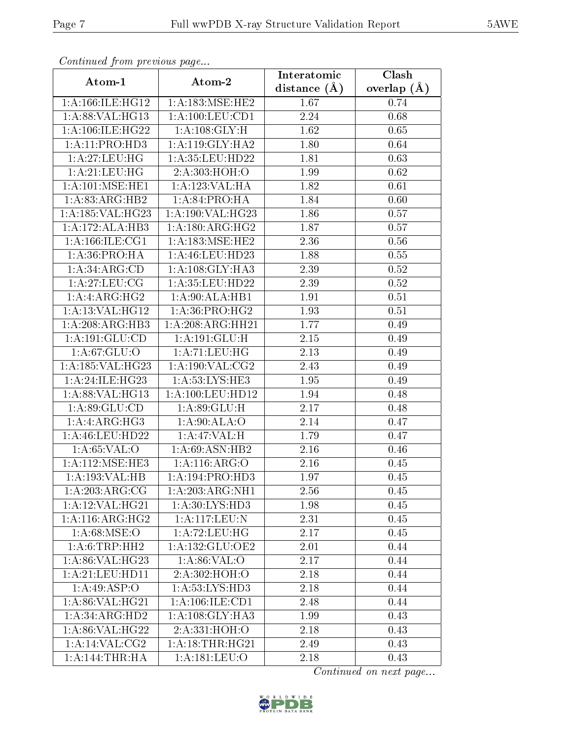*Continued from previous page...*

| Atom-1 | Atom-2 | Interatomic distance (Å) | Clash overlap (Å) |
|---|---|---|---|
| 1:A:166:ILE:HG12 | 1:A:183:MSE:HE2 | 1.67 | 0.74 |
| 1:A:88:VAL:HG13 | 1:A:100:LEU:CD1 | 2.24 | 0.68 |
| 1:A:106:ILE:HG22 | 1:A:108:GLY:H | 1.62 | 0.65 |
| 1:A:11:PRO:HD3 | 1:A:119:GLY:HA2 | 1.80 | 0.64 |
| 1:A:27:LEU:HG | 1:A:35:LEU:HD22 | 1.81 | 0.63 |
| 1:A:21:LEU:HG | 2:A:303:HOH:O | 1.99 | 0.62 |
| 1:A:101:MSE:HE1 | 1:A:123:VAL:HA | 1.82 | 0.61 |
| 1:A:83:ARG:HB2 | 1:A:84:PRO:HA | 1.84 | 0.60 |
| 1:A:185:VAL:HG23 | 1:A:190:VAL:HG23 | 1.86 | 0.57 |
| 1:A:172:ALA:HB3 | 1:A:180:ARG:HG2 | 1.87 | 0.57 |
| 1:A:166:ILE:CG1 | 1:A:183:MSE:HE2 | 2.36 | 0.56 |
| 1:A:36:PRO:HA | 1:A:46:LEU:HD23 | 1.88 | 0.55 |
| 1:A:34:ARG:CD | 1:A:108:GLY:HA3 | 2.39 | 0.52 |
| 1:A:27:LEU:CG | 1:A:35:LEU:HD22 | 2.39 | 0.52 |
| 1:A:4:ARG:HG2 | 1:A:90:ALA:HB1 | 1.91 | 0.51 |
| 1:A:13:VAL:HG12 | 1:A:36:PRO:HG2 | 1.93 | 0.51 |
| 1:A:208:ARG:HB3 | 1:A:208:ARG:HH21 | 1.77 | 0.49 |
| 1:A:191:GLU:CD | 1:A:191:GLU:H | 2.15 | 0.49 |
| 1:A:67:GLU:O | 1:A:71:LEU:HG | 2.13 | 0.49 |
| 1:A:185:VAL:HG23 | 1:A:190:VAL:CG2 | 2.43 | 0.49 |
| 1:A:24:ILE:HG23 | 1:A:53:LYS:HE3 | 1.95 | 0.49 |
| 1:A:88:VAL:HG13 | 1:A:100:LEU:HD12 | 1.94 | 0.48 |
| 1:A:89:GLU:CD | 1:A:89:GLU:H | 2.17 | 0.48 |
| 1:A:4:ARG:HG3 | 1:A:90:ALA:O | 2.14 | 0.47 |
| 1:A:46:LEU:HD22 | 1:A:47:VAL:H | 1.79 | 0.47 |
| 1:A:65:VAL:O | 1:A:69:ASN:HB2 | 2.16 | 0.46 |
| 1:A:112:MSE:HE3 | 1:A:116:ARG:O | 2.16 | 0.45 |
| 1:A:193:VAL:HB | 1:A:194:PRO:HD3 | 1.97 | 0.45 |
| 1:A:203:ARG:CG | 1:A:203:ARG:NH1 | 2.56 | 0.45 |
| 1:A:12:VAL:HG21 | 1:A:30:LYS:HD3 | 1.98 | 0.45 |
| 1:A:116:ARG:HG2 | 1:A:117:LEU:N | 2.31 | 0.45 |
| 1:A:68:MSE:O | 1:A:72:LEU:HG | 2.17 | 0.45 |
| 1:A:6:TRP:HH2 | 1:A:132:GLU:OE2 | 2.01 | 0.44 |
| 1:A:86:VAL:HG23 | 1:A:86:VAL:O | 2.17 | 0.44 |
| 1:A:21:LEU:HD11 | 2:A:302:HOH:O | 2.18 | 0.44 |
| 1:A:49:ASP:O | 1:A:53:LYS:HD3 | 2.18 | 0.44 |
| 1:A:86:VAL:HG21 | 1:A:106:ILE:CD1 | 2.48 | 0.44 |
| 1:A:34:ARG:HD2 | 1:A:108:GLY:HA3 | 1.99 | 0.43 |
| 1:A:86:VAL:HG22 | 2:A:331:HOH:O | 2.18 | 0.43 |
| 1:A:14:VAL:CG2 | 1:A:18:THR:HG21 | 2.49 | 0.43 |
| 1:A:144:THR:HA | 1:A:181:LEU:O | 2.18 | 0.43 |

*Continued on next page...*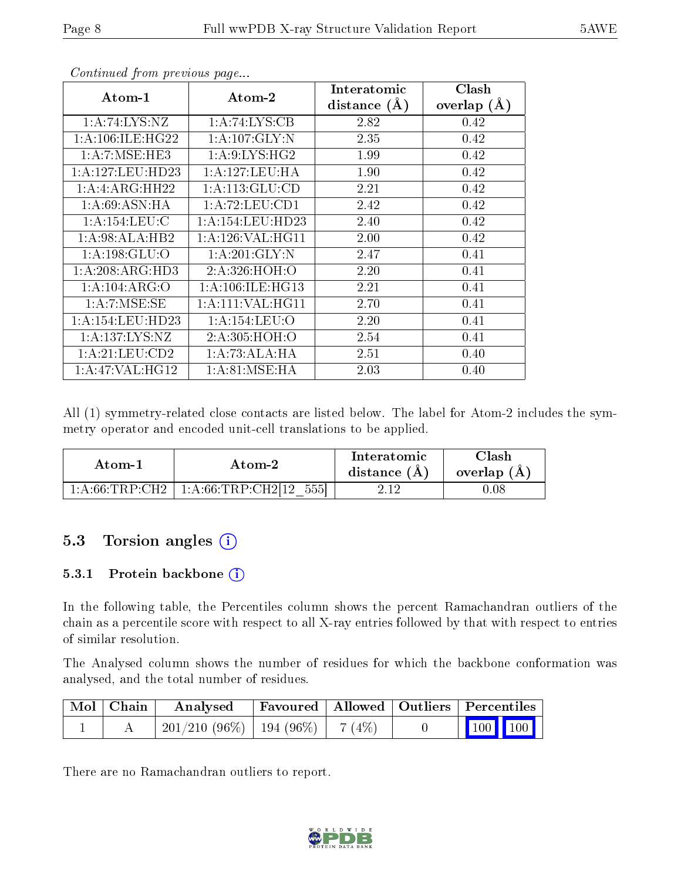*Continued from previous page...*

| Atom-1 | Atom-2 | Interatomic distance (Å) | Clash overlap (Å) |
|---|---|---|---|
| 1:A:74:LYS:NZ | 1:A:74:LYS:CB | 2.82 | 0.42 |
| 1:A:106:ILE:HG22 | 1:A:107:GLY:N | 2.35 | 0.42 |
| 1:A:7:MSE:HE3 | 1:A:9:LYS:HG2 | 1.99 | 0.42 |
| 1:A:127:LEU:HD23 | 1:A:127:LEU:HA | 1.90 | 0.42 |
| 1:A:4:ARG:HH22 | 1:A:113:GLU:CD | 2.21 | 0.42 |
| 1:A:69:ASN:HA | 1:A:72:LEU:CD1 | 2.42 | 0.42 |
| 1:A:154:LEU:C | 1:A:154:LEU:HD23 | 2.40 | 0.42 |
| 1:A:98:ALA:HB2 | 1:A:126:VAL:HG11 | 2.00 | 0.42 |
| 1:A:198:GLU:O | 1:A:201:GLY:N | 2.47 | 0.41 |
| 1:A:208:ARG:HD3 | 2:A:326:HOH:O | 2.20 | 0.41 |
| 1:A:104:ARG:O | 1:A:106:ILE:HG13 | 2.21 | 0.41 |
| 1:A:7:MSE:SE | 1:A:111:VAL:HG11 | 2.70 | 0.41 |
| 1:A:154:LEU:HD23 | 1:A:154:LEU:O | 2.20 | 0.41 |
| 1:A:137:LYS:NZ | 2:A:305:HOH:O | 2.54 | 0.41 |
| 1:A:21:LEU:CD2 | 1:A:73:ALA:HA | 2.51 | 0.40 |
| 1:A:47:VAL:HG12 | 1:A:81:MSE:HA | 2.03 | 0.40 |

All (1) symmetry-related close contacts are listed below. The label for Atom-2 includes the symmetry operator and encoded unit-cell translations to be applied.

| Atom-1 | Atom-2 | Interatomic distance (Å) | Clash overlap (Å) |
|---|---|---|---|
| 1:A:66:TRP:CH2 | 1:A:66:TRP:CH2[12_555] | 2.12 | 0.08 |

## 5.3 Torsion angles

### 5.3.1 Protein backbone

In the following table, the Percentiles column shows the percent Ramachandran outliers of the chain as a percentile score with respect to all X-ray entries followed by that with respect to entries of similar resolution.

The Analysed column shows the number of residues for which the backbone conformation was analysed, and the total number of residues.

| Mol | Chain | Analysed | Favoured | Allowed | Outliers | Percentiles | |
|---|---|---|---|---|---|---|---|
| 1 | A | 201/210 (96%) | 194 (96%) | 7 (4%) | 0 | 100 | 100 |

There are no Ramachandran outliers to report.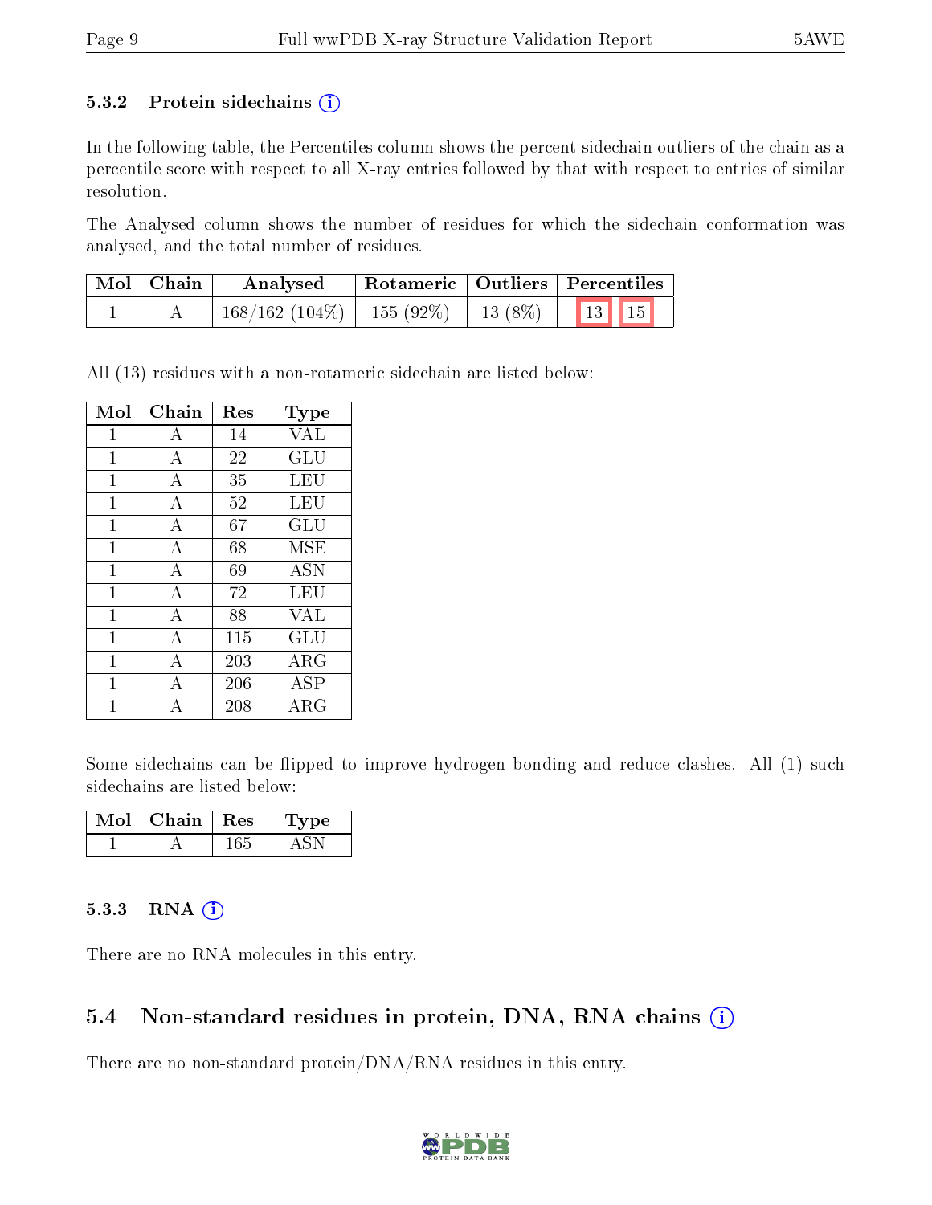### 5.3.2 Protein sidechains (i)

In the following table, the Percentiles column shows the percent sidechain outliers of the chain as a percentile score with respect to all X-ray entries followed by that with respect to entries of similar resolution.

The Analysed column shows the number of residues for which the sidechain conformation was analysed, and the total number of residues.

| Mol | Chain | Analysed | Rotameric | Outliers | Percentiles |
|---|---|---|---|---|---|
| 1 | A | 168/162 (104%) | 155 (92%) | 13 (8%) | 13 15 |

All (13) residues with a non-rotameric sidechain are listed below:

| Mol | Chain | Res | Type |
|---|---|---|---|
| 1 | A | 14 | VAL |
| 1 | A | 22 | GLU |
| 1 | A | 35 | LEU |
| 1 | A | 52 | LEU |
| 1 | A | 67 | GLU |
| 1 | A | 68 | MSE |
| 1 | A | 69 | ASN |
| 1 | A | 72 | LEU |
| 1 | A | 88 | VAL |
| 1 | A | 115 | GLU |
| 1 | A | 203 | ARG |
| 1 | A | 206 | ASP |
| 1 | A | 208 | ARG |

Some sidechains can be flipped to improve hydrogen bonding and reduce clashes. All (1) such sidechains are listed below:

| Mol | Chain | Res | Type |
|---|---|---|---|
| 1 | A | 165 | ASN |

### 5.3.3 RNA (i)

There are no RNA molecules in this entry.

## 5.4 Non-standard residues in protein, DNA, RNA chains (i)

There are no non-standard protein/DNA/RNA residues in this entry.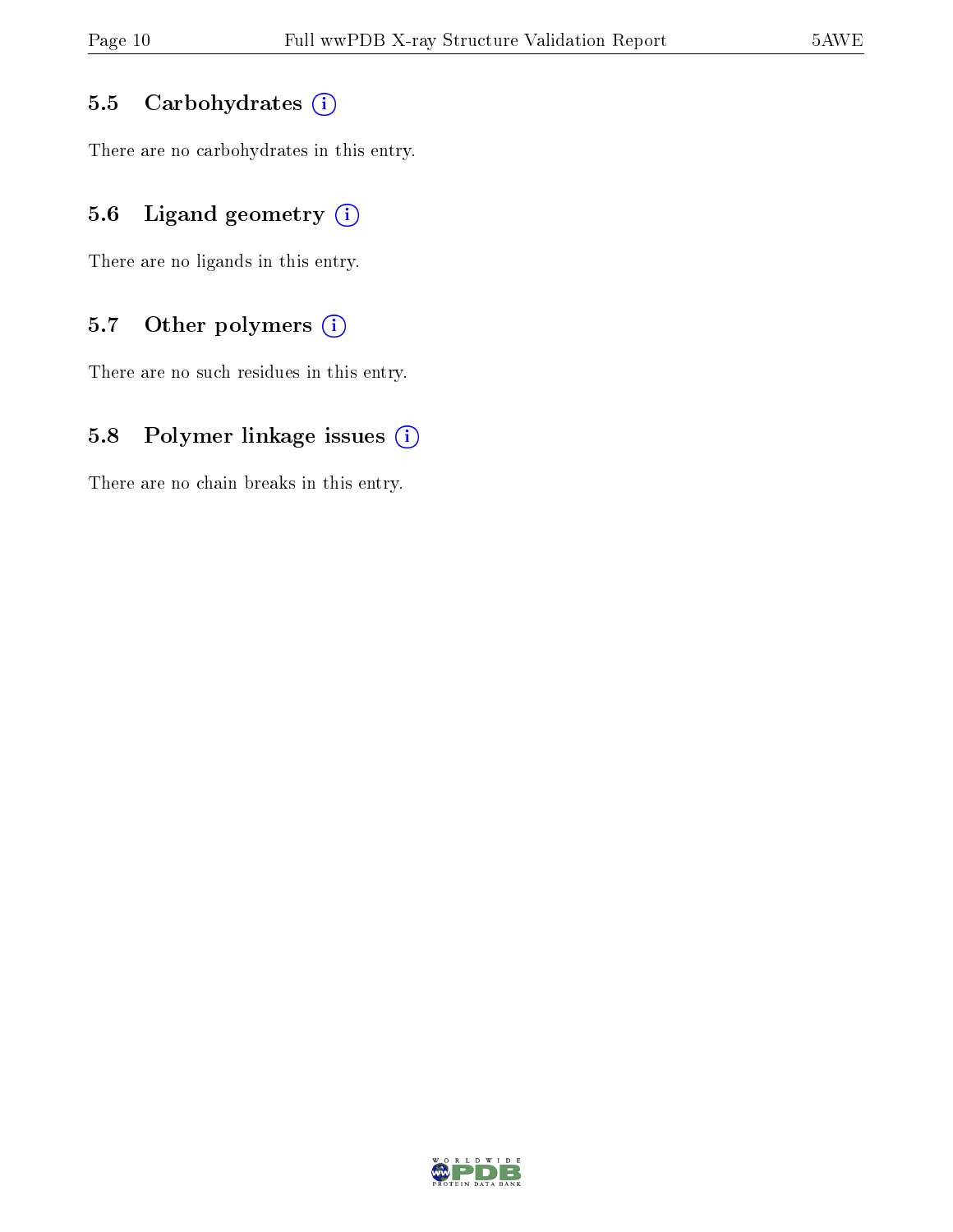### 5.5 Carbohydrates

There are no carbohydrates in this entry.

### 5.6 Ligand geometry

There are no ligands in this entry.

### 5.7 Other polymers

There are no such residues in this entry.

### 5.8 Polymer linkage issues

There are no chain breaks in this entry.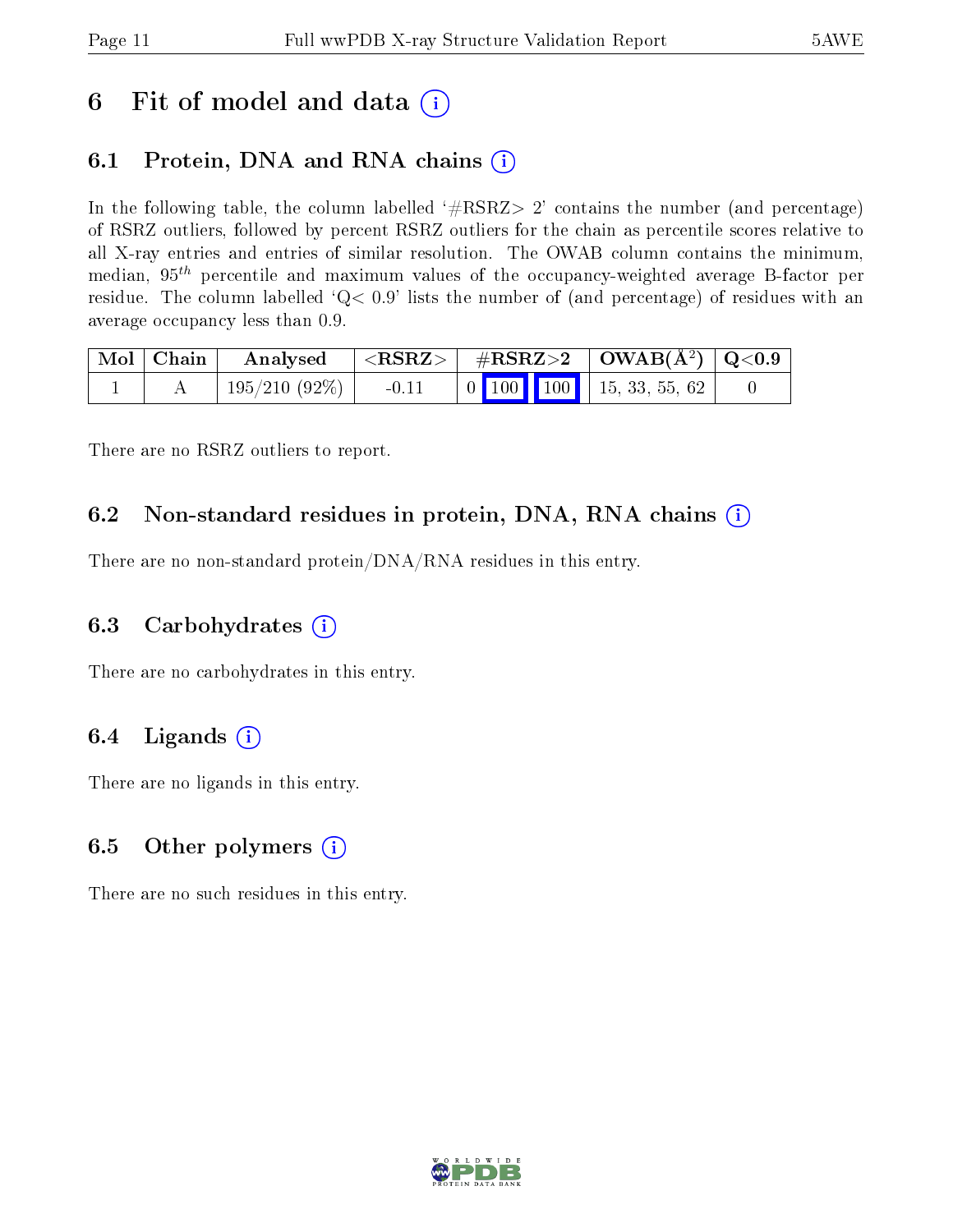# 6 Fit of model and data (i)

## 6.1 Protein, DNA and RNA chains (i)

In the following table, the column labelled '#RSRZ> 2' contains the number (and percentage) of RSRZ outliers, followed by percent RSRZ outliers for the chain as percentile scores relative to all X-ray entries and entries of similar resolution. The OWAB column contains the minimum, median, $95^{th}$ percentile and maximum values of the occupancy-weighted average B-factor per residue. The column labelled 'Q< 0.9' lists the number of (and percentage) of residues with an average occupancy less than 0.9.

| Mol | Chain | Analysed | <RSRZ> | #RSRZ>2 | | | OWAB(Å$^2$) | Q<0.9 |
|---|---|---|---|---|---|---|---|---|
| 1 | A | 195/210 (92%) | -0.11 | 0 | 100 | 100 | 15, 33, 55, 62 | 0 |

There are no RSRZ outliers to report.

## 6.2 Non-standard residues in protein, DNA, RNA chains (i)

There are no non-standard protein/DNA/RNA residues in this entry.

## 6.3 Carbohydrates (i)

There are no carbohydrates in this entry.

## 6.4 Ligands (i)

There are no ligands in this entry.

## 6.5 Other polymers (i)

There are no such residues in this entry.